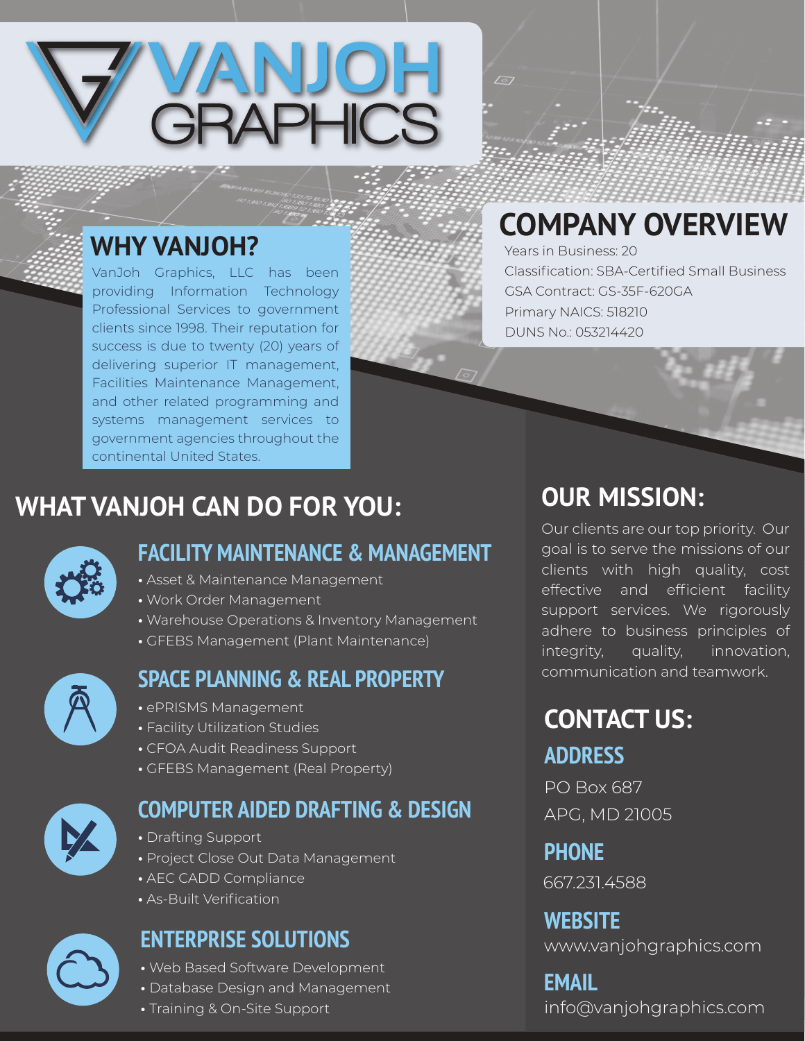# VANJOH GRAPHICS

## WHY VANJOH?

VanJoh Graphics, LLC has been providing Information Technology Professional Services to government clients since 1998. Their reputation for success is due to twenty (20) years of delivering superior IT management, Facilities Maintenance Management, and other related programming and systems management services to government agencies throughout the continental United States.

## COMPANY OVERVIEW

Years in Business: 20
Classification: SBA-Certified Small Business
GSA Contract: GS-35F-620GA
Primary NAICS: 518210
DUNS No.: 053214420

## WHAT VANJOH CAN DO FOR YOU:

### FACILITY MAINTENANCE & MANAGEMENT

- Asset & Maintenance Management
- Work Order Management
- Warehouse Operations & Inventory Management
- GFEBS Management (Plant Maintenance)

### SPACE PLANNING & REAL PROPERTY

- ePRISMS Management
- Facility Utilization Studies
- CFOA Audit Readiness Support
- GFEBS Management (Real Property)

### COMPUTER AIDED DRAFTING & DESIGN

- Drafting Support
- Project Close Out Data Management
- AEC CADD Compliance
- As-Built Verification

### ENTERPRISE SOLUTIONS

- Web Based Software Development
- Database Design and Management
- Training & On-Site Support

## OUR MISSION:

Our clients are our top priority. Our goal is to serve the missions of our clients with high quality, cost effective and efficient facility support services. We rigorously adhere to business principles of integrity, quality, innovation, communication and teamwork.

## CONTACT US:

### ADDRESS

PO Box 687
APG, MD 21005

### PHONE

667.231.4588

### WEBSITE

www.vanjohgraphics.com

### EMAIL

info@vanjohgraphics.com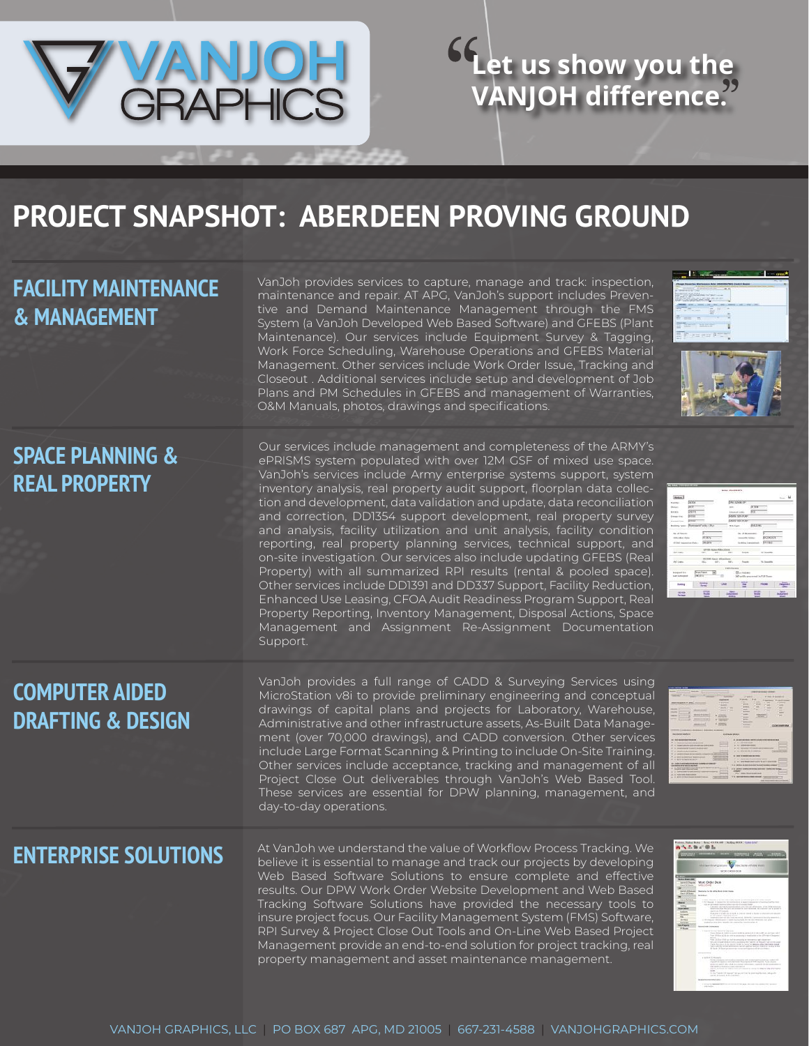"Let us show you the VANJOH difference."

# PROJECT SNAPSHOT: ABERDEEN PROVING GROUND

## FACILITY MAINTENANCE & MANAGEMENT

VanJoh provides services to capture, manage and track: inspection, maintenance and repair. AT APG, VanJoh's support includes Preventive and Demand Maintenance Management through the FMS System (a VanJoh Developed Web Based Software) and GFEBS (Plant Maintenance). Our services include Equipment Survey & Tagging, Work Force Scheduling, Warehouse Operations and GFEBS Material Management. Other services include Work Order Issue, Tracking and Closeout . Additional services include setup and development of Job Plans and PM Schedules in GFEBS and management of Warranties, O&M Manuals, photos, drawings and specifications.

## SPACE PLANNING & REAL PROPERTY

Our services include management and completeness of the ARMY's ePRISMS system populated with over 12M GSF of mixed use space. VanJoh's services include Army enterprise systems support, system inventory analysis, real property audit support, floorplan data collection and development, data validation and update, data reconciliation and correction, DD1354 support development, real property survey and analysis, facility utilization and unit analysis, facility condition reporting, real property planning services, technical support, and on-site investigation. Our services also include updating GFEBS (Real Property) with all summarized RPI results (rental & pooled space). Other services include DD1391 and DD337 Support, Facility Reduction, Enhanced Use Leasing, CFOA Audit Readiness Program Support, Real Property Reporting, Inventory Management, Disposal Actions, Space Management and Assignment Re-Assignment Documentation Support.

## COMPUTER AIDED DRAFTING & DESIGN

VanJoh provides a full range of CADD & Surveying Services using MicroStation v8i to provide preliminary engineering and conceptual drawings of capital plans and projects for Laboratory, Warehouse, Administrative and other infrastructure assets, As-Built Data Management (over 70,000 drawings), and CADD conversion. Other services include Large Format Scanning & Printing to include On-Site Training. Other services include acceptance, tracking and management of all Project Close Out deliverables through VanJoh's Web Based Tool. These services are essential for DPW planning, management, and day-to-day operations.

## ENTERPRISE SOLUTIONS

At VanJoh we understand the value of Workflow Process Tracking. We believe it is essential to manage and track our projects by developing Web Based Software Solutions to ensure complete and effective results. Our DPW Work Order Website Development and Web Based Tracking Software Solutions have provided the necessary tools to insure project focus. Our Facility Management System (FMS) Software, RPI Survey & Project Close Out Tools and On-Line Web Based Project Management provide an end-to-end solution for project tracking, real property management and asset maintenance management.

VANJOH GRAPHICS, LLC | PO BOX 687 APG, MD 21005 | 667-231-4588 | VANJOHGRAPHICS.COM